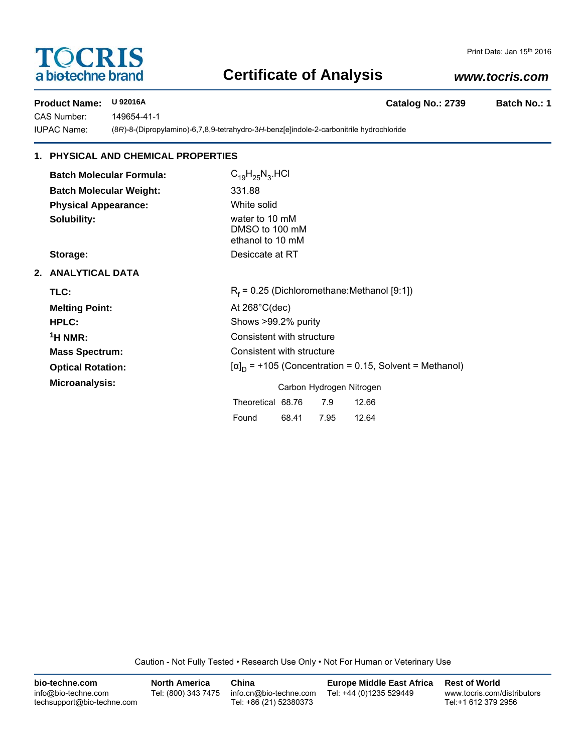TOCRIS
a biotechne brand

Print Date: Jan 15th 2016

# Certificate of Analysis

***www.tocris.com***

**Product Name:** U 92016A **Catalog No.: 2739** **Batch No.: 1**

CAS Number: 149654-41-1

IUPAC Name: (8*R*)-8-(Dipropylamino)-6,7,8,9-tetrahydro-3*H*-benz[e]indole-2-carbonitrile hydrochloride

## 1. PHYSICAL AND CHEMICAL PROPERTIES

**Batch Molecular Formula:** $C_{19}H_{25}N_3$.HCl

**Batch Molecular Weight:** 331.88

**Physical Appearance:** White solid

**Solubility:** water to 10 mM
DMSO to 100 mM
ethanol to 10 mM

**Storage:** Desiccate at RT

## 2. ANALYTICAL DATA

**TLC:** $R_f$ = 0.25 (Dichloromethane:Methanol [9:1])

**Melting Point:** At 268°C(dec)

**HPLC:** Shows >99.2% purity

**$^1$H NMR:** Consistent with structure

**Mass Spectrum:** Consistent with structure

**Optical Rotation:** $[\alpha]_D$ = +105 (Concentration = 0.15, Solvent = Methanol)

**Microanalysis:**

| | Carbon | Hydrogen | Nitrogen |
|---|---|---|---|
| Theoretical | 68.76 | 7.9 | 12.66 |
| Found | 68.41 | 7.95 | 12.64 |

Caution - Not Fully Tested • Research Use Only • Not For Human or Veterinary Use

**bio-techne.com**
info@bio-techne.com
techsupport@bio-techne.com

**North America**
Tel: (800) 343 7475

**China**
info.cn@bio-techne.com
Tel: +86 (21) 52380373

**Europe Middle East Africa**
Tel: +44 (0)1235 529449

**Rest of World**
www.tocris.com/distributors
Tel:+1 612 379 2956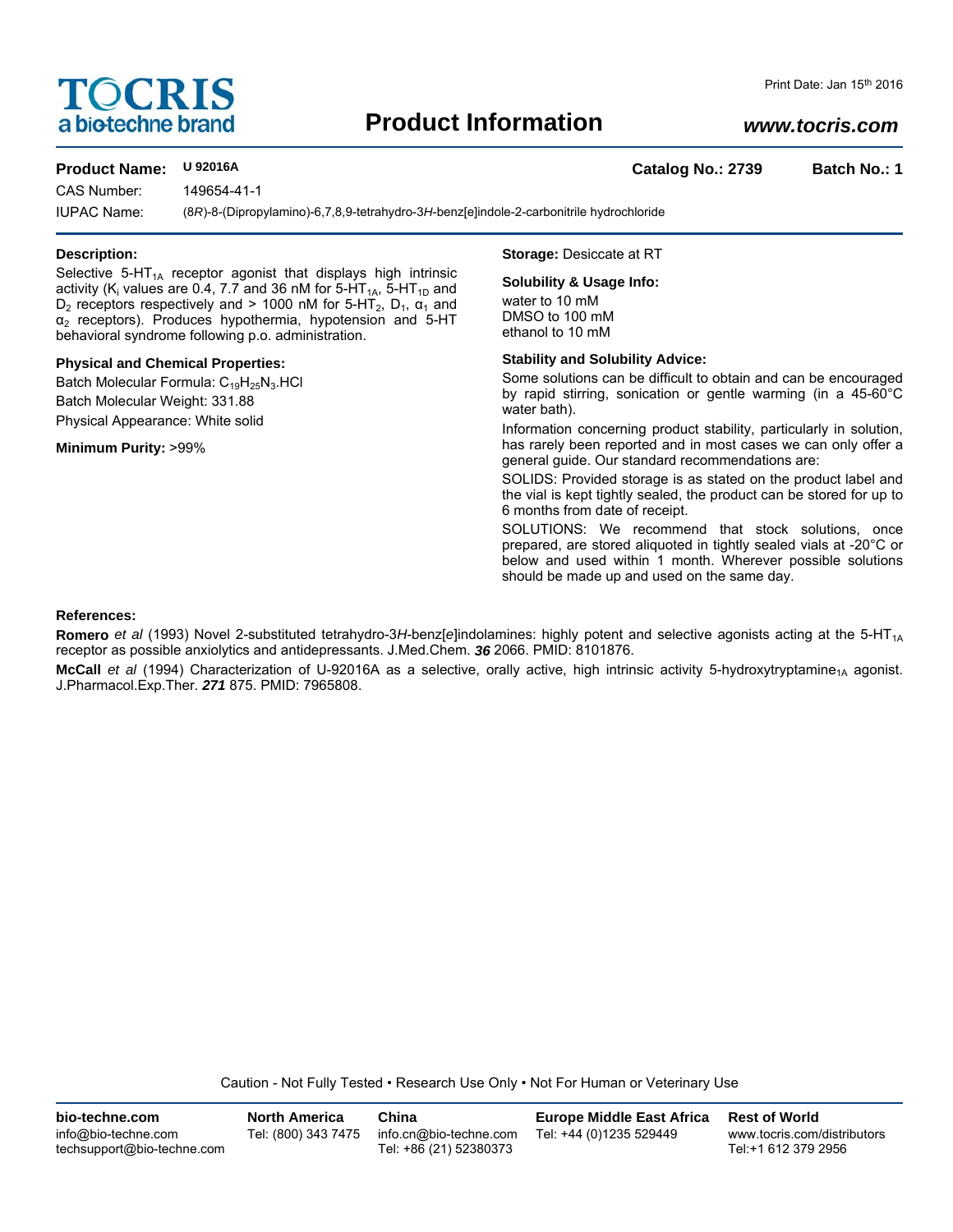# TOCRIS a biotechne brand

Print Date: Jan 15th 2016

## Product Information

*www.tocris.com*

**Product Name:** U 92016A **Catalog No.: 2739** **Batch No.: 1**

CAS Number: 149654-41-1

IUPAC Name: (8*R*)-8-(Dipropylamino)-6,7,8,9-tetrahydro-3*H*-benz[e]indole-2-carbonitrile hydrochloride

### Description:

Selective 5-$HT_{1A}$ receptor agonist that displays high intrinsic activity ($K_i$ values are 0.4, 7.7 and 36 nM for 5-$HT_{1A}$, 5-$HT_{1D}$ and $D_2$ receptors respectively and > 1000 nM for 5-$HT_2$, $D_1$, $\alpha_1$ and $\alpha_2$ receptors). Produces hypothermia, hypotension and 5-HT behavioral syndrome following p.o. administration.

### Physical and Chemical Properties:

Batch Molecular Formula: $C_{19}H_{25}N_3$.HCl

Batch Molecular Weight: 331.88

Physical Appearance: White solid

**Minimum Purity:** >99%

**Storage:** Desiccate at RT

### Solubility & Usage Info:

water to 10 mM
DMSO to 100 mM
ethanol to 10 mM

### Stability and Solubility Advice:

Some solutions can be difficult to obtain and can be encouraged by rapid stirring, sonication or gentle warming (in a 45-60°C water bath).

Information concerning product stability, particularly in solution, has rarely been reported and in most cases we can only offer a general guide. Our standard recommendations are:

SOLIDS: Provided storage is as stated on the product label and the vial is kept tightly sealed, the product can be stored for up to 6 months from date of receipt.

SOLUTIONS: We recommend that stock solutions, once prepared, are stored aliquoted in tightly sealed vials at -20°C or below and used within 1 month. Wherever possible solutions should be made up and used on the same day.

### References:

**Romero** *et al* (1993) Novel 2-substituted tetrahydro-3*H*-benz[e]indolamines: highly potent and selective agonists acting at the 5-$HT_{1A}$ receptor as possible anxiolytics and antidepressants. J.Med.Chem. ***36*** 2066. PMID: 8101876.

**McCall** *et al* (1994) Characterization of U-92016A as a selective, orally active, high intrinsic activity 5-hydroxytryptamine$_{1A}$ agonist. J.Pharmacol.Exp.Ther. ***271*** 875. PMID: 7965808.

Caution - Not Fully Tested • Research Use Only • Not For Human or Veterinary Use

| bio-techne.com | North America | China | Europe Middle East Africa | Rest of World |
|---|---|---|---|---|
| info@bio-techne.com | Tel: (800) 343 7475 | info.cn@bio-techne.com | Tel: +44 (0)1235 529449 | www.tocris.com/distributors |
| techsupport@bio-techne.com | | Tel: +86 (21) 52380373 | | Tel:+1 612 379 2956 |